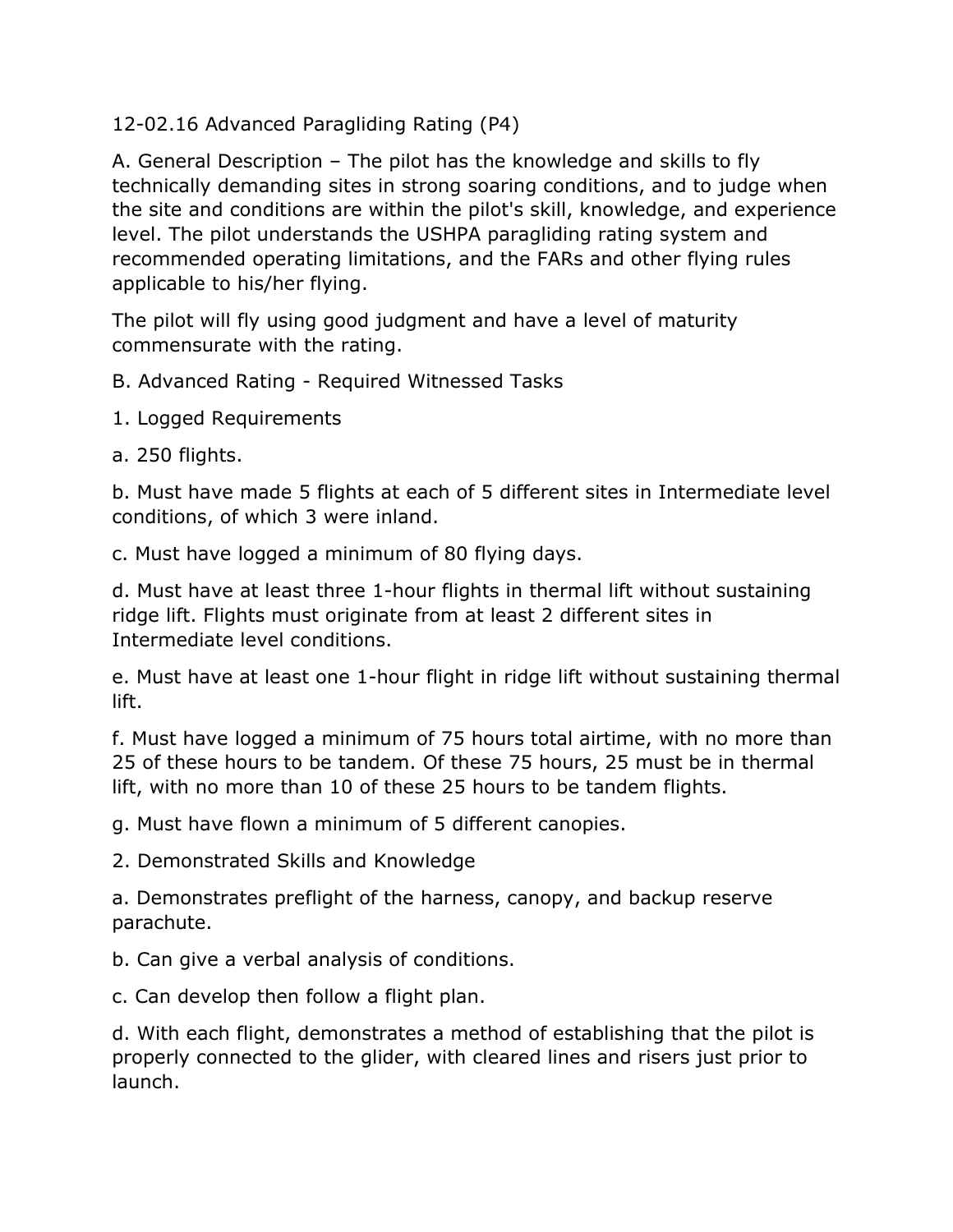## 12-02.16 Advanced Paragliding Rating (P4)

A. General Description – The pilot has the knowledge and skills to fly technically demanding sites in strong soaring conditions, and to judge when the site and conditions are within the pilot's skill, knowledge, and experience level. The pilot understands the USHPA paragliding rating system and recommended operating limitations, and the FARs and other flying rules applicable to his/her flying.

The pilot will fly using good judgment and have a level of maturity commensurate with the rating.

B. Advanced Rating - Required Witnessed Tasks

1. Logged Requirements

a. 250 flights.

b. Must have made 5 flights at each of 5 different sites in Intermediate level conditions, of which 3 were inland.

c. Must have logged a minimum of 80 flying days.

d. Must have at least three 1-hour flights in thermal lift without sustaining ridge lift. Flights must originate from at least 2 different sites in Intermediate level conditions.

e. Must have at least one 1-hour flight in ridge lift without sustaining thermal lift.

f. Must have logged a minimum of 75 hours total airtime, with no more than 25 of these hours to be tandem. Of these 75 hours, 25 must be in thermal lift, with no more than 10 of these 25 hours to be tandem flights.

g. Must have flown a minimum of 5 different canopies.

2. Demonstrated Skills and Knowledge

a. Demonstrates preflight of the harness, canopy, and backup reserve parachute.

b. Can give a verbal analysis of conditions.

c. Can develop then follow a flight plan.

d. With each flight, demonstrates a method of establishing that the pilot is properly connected to the glider, with cleared lines and risers just prior to launch.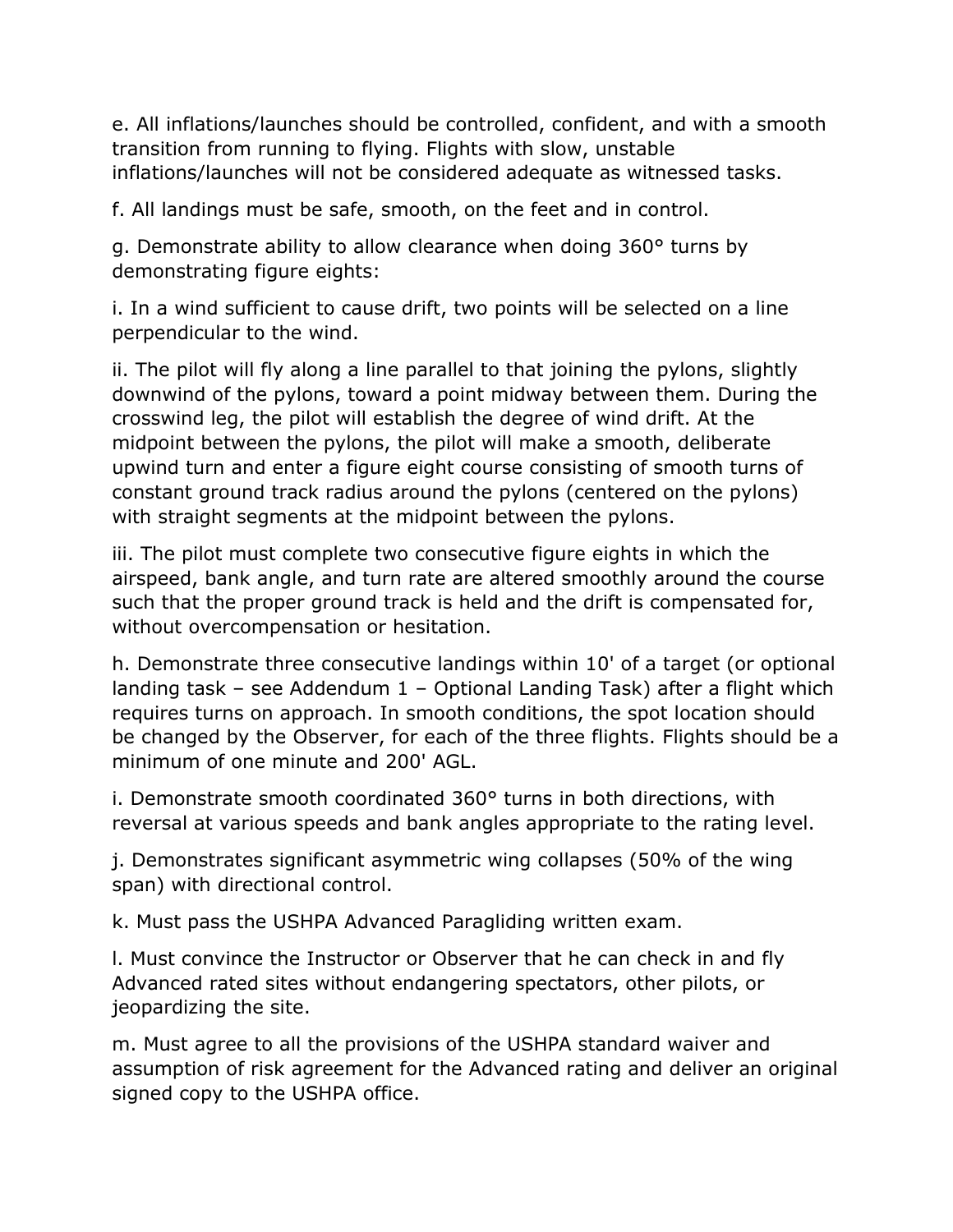e. All inflations/launches should be controlled, confident, and with a smooth transition from running to flying. Flights with slow, unstable inflations/launches will not be considered adequate as witnessed tasks.

f. All landings must be safe, smooth, on the feet and in control.

g. Demonstrate ability to allow clearance when doing 360° turns by demonstrating figure eights:

i. In a wind sufficient to cause drift, two points will be selected on a line perpendicular to the wind.

ii. The pilot will fly along a line parallel to that joining the pylons, slightly downwind of the pylons, toward a point midway between them. During the crosswind leg, the pilot will establish the degree of wind drift. At the midpoint between the pylons, the pilot will make a smooth, deliberate upwind turn and enter a figure eight course consisting of smooth turns of constant ground track radius around the pylons (centered on the pylons) with straight segments at the midpoint between the pylons.

iii. The pilot must complete two consecutive figure eights in which the airspeed, bank angle, and turn rate are altered smoothly around the course such that the proper ground track is held and the drift is compensated for, without overcompensation or hesitation.

h. Demonstrate three consecutive landings within 10' of a target (or optional landing task – see Addendum 1 – Optional Landing Task) after a flight which requires turns on approach. In smooth conditions, the spot location should be changed by the Observer, for each of the three flights. Flights should be a minimum of one minute and 200' AGL.

i. Demonstrate smooth coordinated 360° turns in both directions, with reversal at various speeds and bank angles appropriate to the rating level.

j. Demonstrates significant asymmetric wing collapses (50% of the wing span) with directional control.

k. Must pass the USHPA Advanced Paragliding written exam.

l. Must convince the Instructor or Observer that he can check in and fly Advanced rated sites without endangering spectators, other pilots, or jeopardizing the site.

m. Must agree to all the provisions of the USHPA standard waiver and assumption of risk agreement for the Advanced rating and deliver an original signed copy to the USHPA office.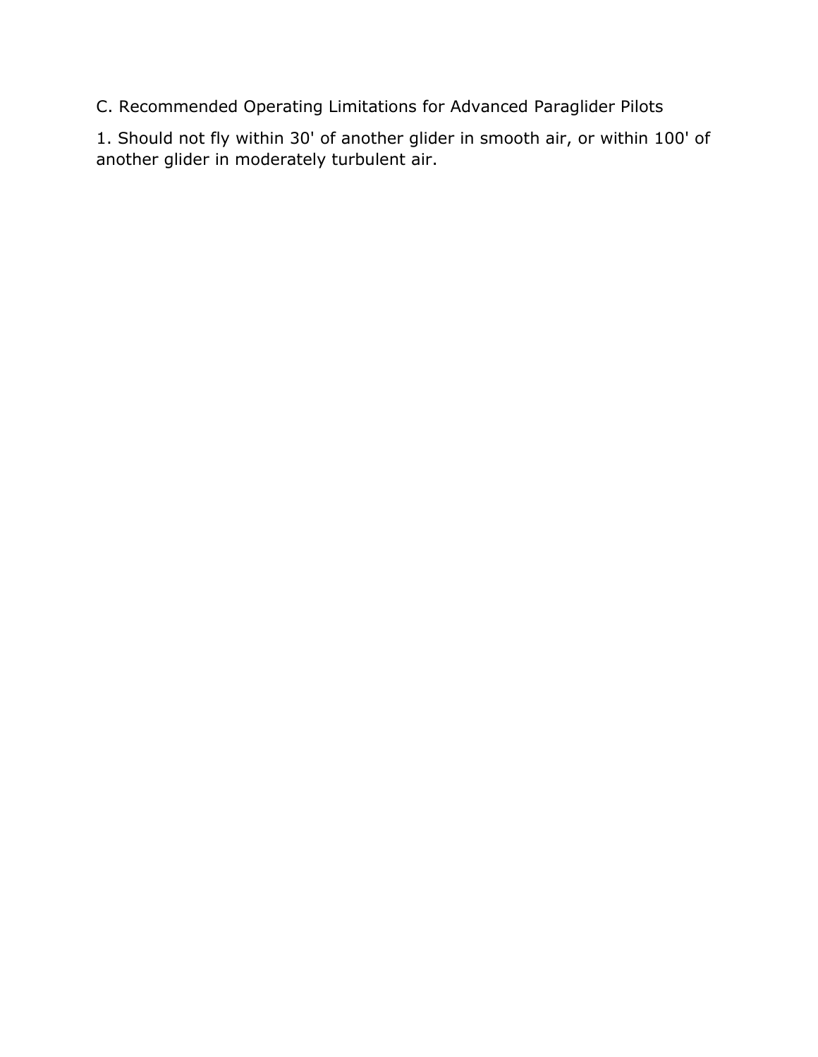C. Recommended Operating Limitations for Advanced Paraglider Pilots

1. Should not fly within 30' of another glider in smooth air, or within 100' of another glider in moderately turbulent air.